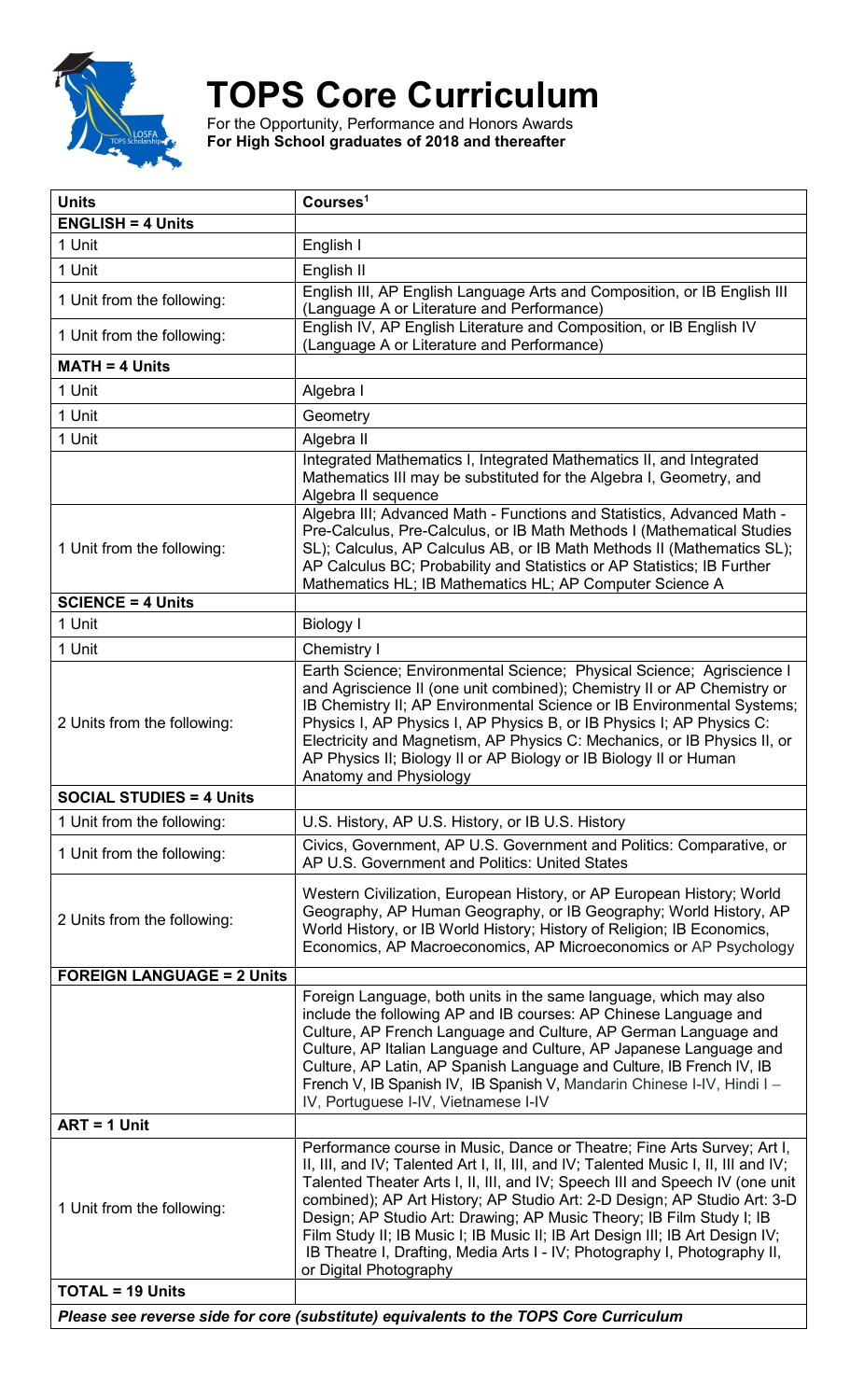# TOPS Core Curriculum

For the Opportunity, Performance and Honors Awards
**For High School graduates of 2018 and thereafter**

| Units | Courses[1] |
| --- | --- |
| **ENGLISH = 4 Units** | |
| 1 Unit | English I |
| 1 Unit | English II |
| 1 Unit from the following: | English III, AP English Language Arts and Composition, or IB English III (Language A or Literature and Performance) |
| 1 Unit from the following: | English IV, AP English Literature and Composition, or IB English IV (Language A or Literature and Performance) |
| **MATH = 4 Units** | |
| 1 Unit | Algebra I |
| 1 Unit | Geometry |
| 1 Unit | Algebra II |
| | Integrated Mathematics I, Integrated Mathematics II, and Integrated Mathematics III may be substituted for the Algebra I, Geometry, and Algebra II sequence |
| 1 Unit from the following: | Algebra III; Advanced Math - Functions and Statistics, Advanced Math - Pre-Calculus, Pre-Calculus, or IB Math Methods I (Mathematical Studies SL); Calculus, AP Calculus AB, or IB Math Methods II (Mathematics SL); AP Calculus BC; Probability and Statistics or AP Statistics; IB Further Mathematics HL; IB Mathematics HL; AP Computer Science A |
| **SCIENCE = 4 Units** | |
| 1 Unit | Biology I |
| 1 Unit | Chemistry I |
| 2 Units from the following: | Earth Science; Environmental Science; Physical Science; Agriscience I and Agriscience II (one unit combined); Chemistry II or AP Chemistry or IB Chemistry II; AP Environmental Science or IB Environmental Systems; Physics I, AP Physics I, AP Physics B, or IB Physics I; AP Physics C: Electricity and Magnetism, AP Physics C: Mechanics, or IB Physics II, or AP Physics II; Biology II or AP Biology or IB Biology II or Human Anatomy and Physiology |
| **SOCIAL STUDIES = 4 Units** | |
| 1 Unit from the following: | U.S. History, AP U.S. History, or IB U.S. History |
| 1 Unit from the following: | Civics, Government, AP U.S. Government and Politics: Comparative, or AP U.S. Government and Politics: United States |
| 2 Units from the following: | Western Civilization, European History, or AP European History; World Geography, AP Human Geography, or IB Geography; World History, AP World History, or IB World History; History of Religion; IB Economics, Economics, AP Macroeconomics, AP Microeconomics or AP Psychology |
| **FOREIGN LANGUAGE = 2 Units** | |
| | Foreign Language, both units in the same language, which may also include the following AP and IB courses: AP Chinese Language and Culture, AP French Language and Culture, AP German Language and Culture, AP Italian Language and Culture, AP Japanese Language and Culture, AP Latin, AP Spanish Language and Culture, IB French IV, IB French V, IB Spanish IV, IB Spanish V, Mandarin Chinese I-IV, Hindi I – IV, Portuguese I-IV, Vietnamese I-IV |
| **ART = 1 Unit** | |
| 1 Unit from the following: | Performance course in Music, Dance or Theatre; Fine Arts Survey; Art I, II, III, and IV; Talented Art I, II, III, and IV; Talented Music I, II, III and IV; Talented Theater Arts I, II, III, and IV; Speech III and Speech IV (one unit combined); AP Art History; AP Studio Art: 2-D Design; AP Studio Art: 3-D Design; AP Studio Art: Drawing; AP Music Theory; IB Film Study I; IB Film Study II; IB Music I; IB Music II; IB Art Design III; IB Art Design IV; IB Theatre I, Drafting, Media Arts I - IV; Photography I, Photography II, or Digital Photography |
| **TOTAL = 19 Units** | |

***Please see reverse side for core (substitute) equivalents to the TOPS Core Curriculum***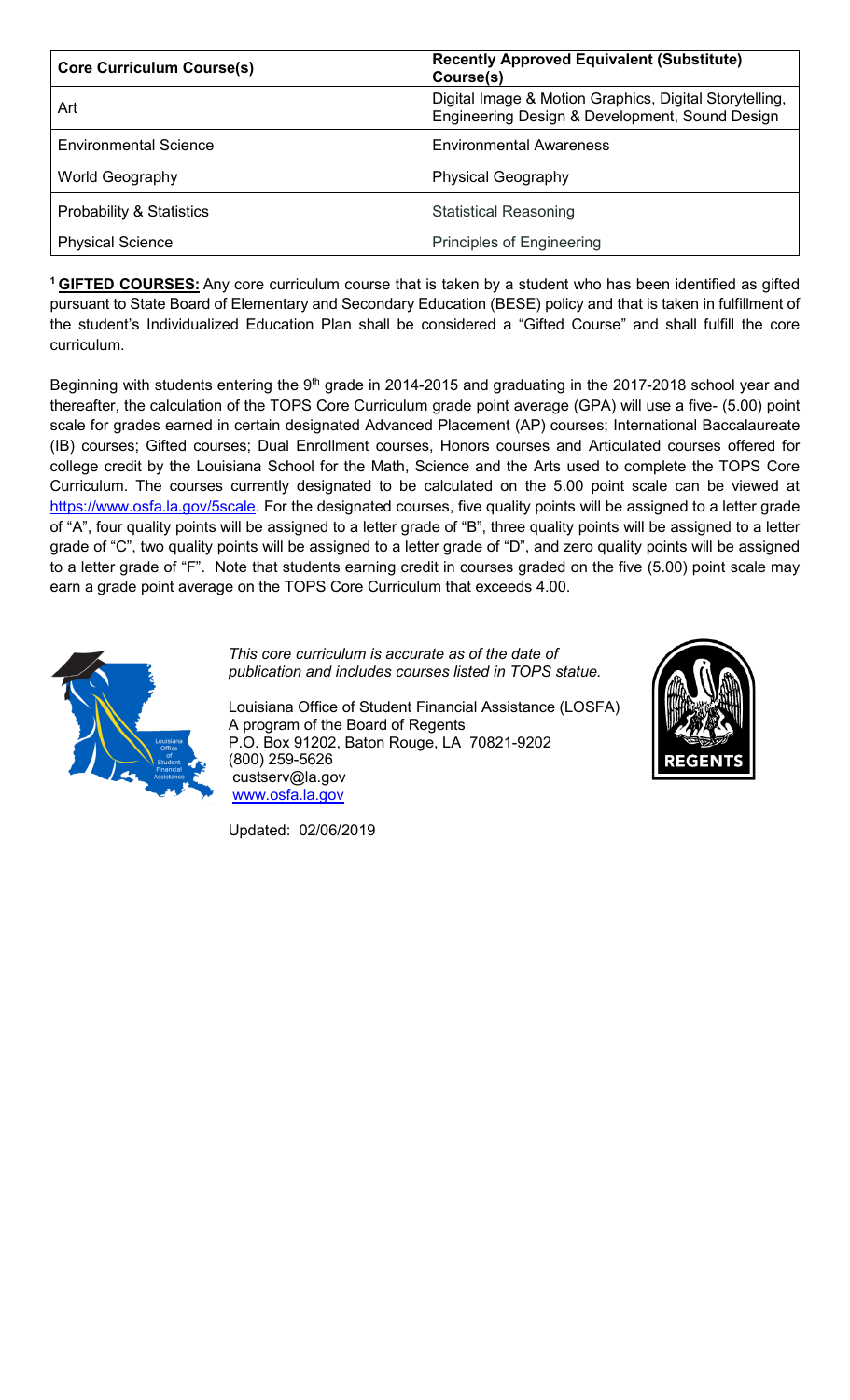| Core Curriculum Course(s) | Recently Approved Equivalent (Substitute) Course(s) |
| --- | --- |
| Art | Digital Image & Motion Graphics, Digital Storytelling, Engineering Design & Development, Sound Design |
| Environmental Science | Environmental Awareness |
| World Geography | Physical Geography |
| Probability & Statistics | Statistical Reasoning |
| Physical Science | Principles of Engineering |

[1] **GIFTED COURSES:** Any core curriculum course that is taken by a student who has been identified as gifted pursuant to State Board of Elementary and Secondary Education (BESE) policy and that is taken in fulfillment of the student's Individualized Education Plan shall be considered a "Gifted Course" and shall fulfill the core curriculum.

Beginning with students entering the 9th grade in 2014-2015 and graduating in the 2017-2018 school year and thereafter, the calculation of the TOPS Core Curriculum grade point average (GPA) will use a five- (5.00) point scale for grades earned in certain designated Advanced Placement (AP) courses; International Baccalaureate (IB) courses; Gifted courses; Dual Enrollment courses, Honors courses and Articulated courses offered for college credit by the Louisiana School for the Math, Science and the Arts used to complete the TOPS Core Curriculum. The courses currently designated to be calculated on the 5.00 point scale can be viewed at https://www.osfa.la.gov/5scale. For the designated courses, five quality points will be assigned to a letter grade of "A", four quality points will be assigned to a letter grade of "B", three quality points will be assigned to a letter grade of "C", two quality points will be assigned to a letter grade of "D", and zero quality points will be assigned to a letter grade of "F". Note that students earning credit in courses graded on the five (5.00) point scale may earn a grade point average on the TOPS Core Curriculum that exceeds 4.00.

*This core curriculum is accurate as of the date of publication and includes courses listed in TOPS statue.*

Louisiana Office of Student Financial Assistance (LOSFA)
A program of the Board of Regents
P.O. Box 91202, Baton Rouge, LA 70821-9202
(800) 259-5626
custserv@la.gov
www.osfa.la.gov

Updated: 02/06/2019